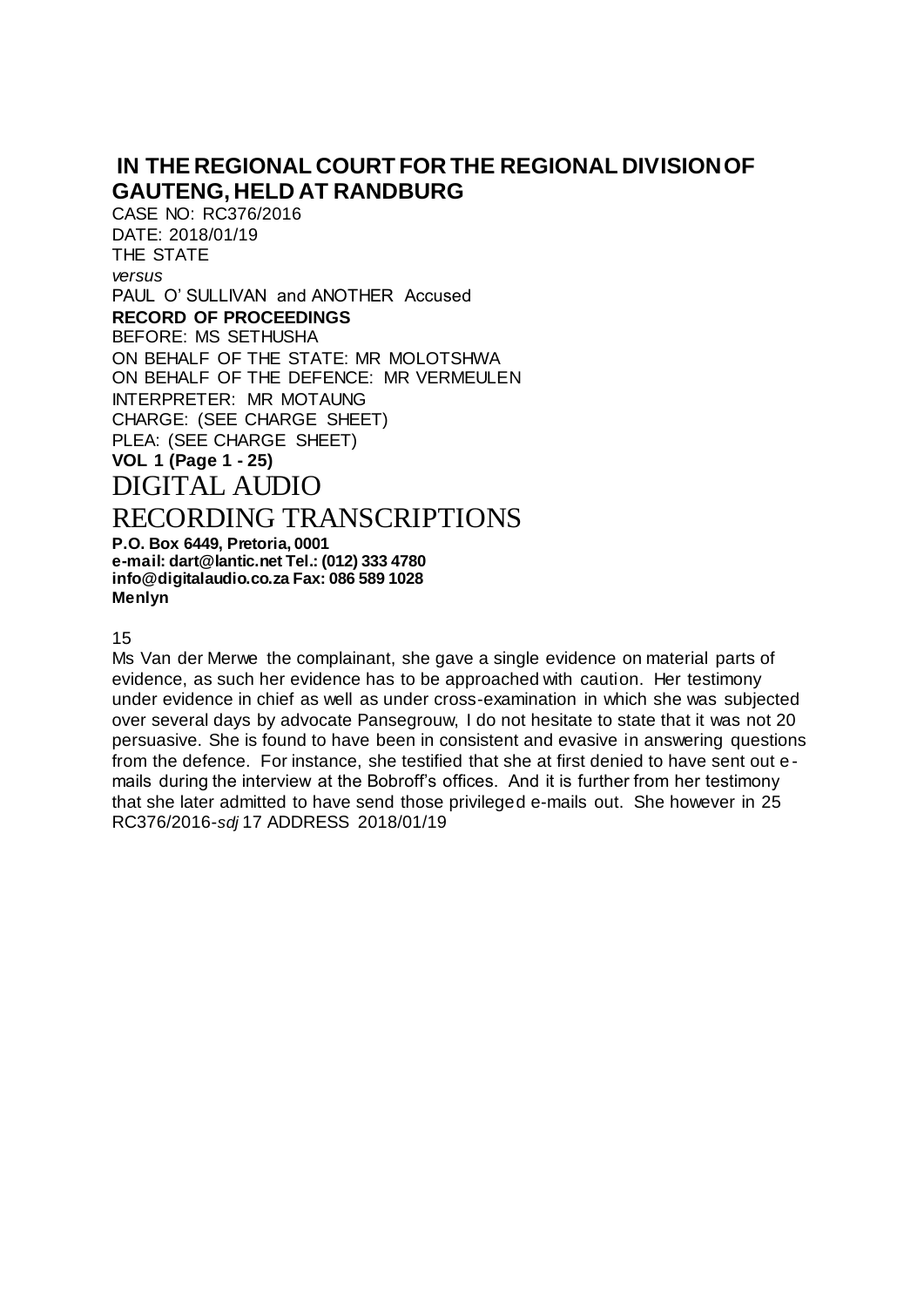## IN THE REGIONAL COURT FOR THE REGIONAL DIVISION OF GAUTENG, HELD AT RANDBURG

CASE NO: RC376/2016

DATE: 2018/01/19

THE STATE

*versus*

PAUL O' SULLIVAN and ANOTHER Accused

**RECORD OF PROCEEDINGS**

BEFORE: MS SETHUSHA

ON BEHALF OF THE STATE: MR MOLOTSHWA

ON BEHALF OF THE DEFENCE: MR VERMEULEN

INTERPRETER: MR MOTAUNG

CHARGE: (SEE CHARGE SHEET)

PLEA: (SEE CHARGE SHEET)

**VOL 1 (Page 1 - 25)**

# DIGITAL AUDIO RECORDING TRANSCRIPTIONS

**P.O. Box 6449, Pretoria, 0001**
**e-mail: dart@lantic.net Tel.: (012) 333 4780**
**info@digitalaudio.co.za Fax: 086 589 1028**
**Menlyn**

15

Ms Van der Merwe the complainant, she gave a single evidence on material parts of evidence, as such her evidence has to be approached with caution. Her testimony under evidence in chief as well as under cross-examination in which she was subjected over several days by advocate Pansegrouw, I do not hesitate to state that it was not 20 persuasive. She is found to have been in consistent and evasive in answering questions from the defence. For instance, she testified that she at first denied to have sent out e-mails during the interview at the Bobroff's offices. And it is further from her testimony that she later admitted to have send those privileged e-mails out. She however in 25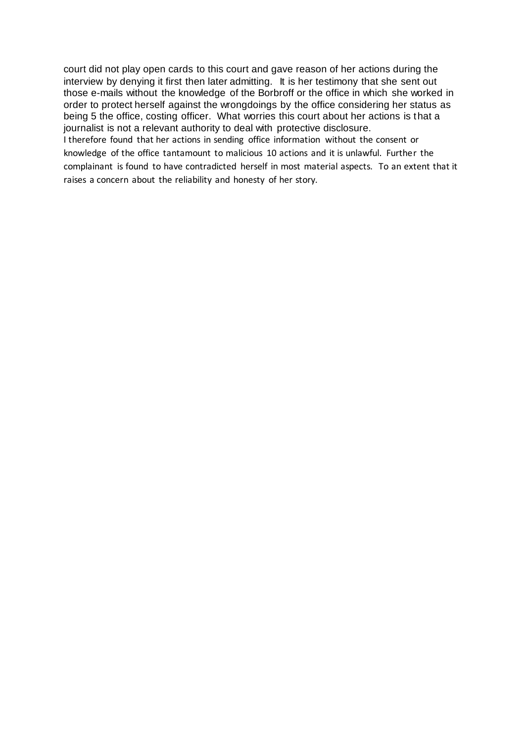court did not play open cards to this court and gave reason of her actions during the interview by denying it first then later admitting. It is her testimony that she sent out those e-mails without the knowledge of the Borbroff or the office in which she worked in order to protect herself against the wrongdoings by the office considering her status as being 5 the office, costing officer. What worries this court about her actions is that a journalist is not a relevant authority to deal with protective disclosure.

I therefore found that her actions in sending office information without the consent or knowledge of the office tantamount to malicious 10 actions and it is unlawful. Further the complainant is found to have contradicted herself in most material aspects. To an extent that it raises a concern about the reliability and honesty of her story.